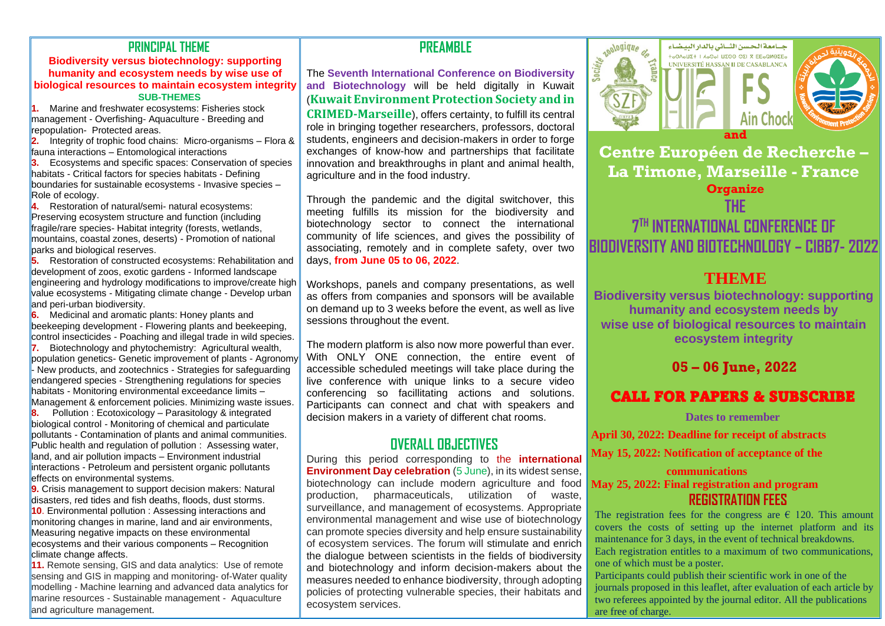## PRINCIPAL THEME

**Biodiversity versus biotechnology: supporting humanity and ecosystem needs by wise use of biological resources to maintain ecosystem integrity**

### SUB-THEMES

**1.** Marine and freshwater ecosystems: Fisheries stock management - Overfishing- Aquaculture - Breeding and repopulation- Protected areas.

**2.** Integrity of trophic food chains: Micro-organisms – Flora & fauna interactions – Entomological interactions

**3.** Ecosystems and specific spaces: Conservation of species habitats - Critical factors for species habitats - Defining boundaries for sustainable ecosystems - Invasive species – Role of ecology.

**4.** Restoration of natural/semi- natural ecosystems: Preserving ecosystem structure and function (including fragile/rare species- Habitat integrity (forests, wetlands, mountains, coastal zones, deserts) - Promotion of national parks and biological reserves.

**5.** Restoration of constructed ecosystems: Rehabilitation and development of zoos, exotic gardens - Informed landscape engineering and hydrology modifications to improve/create high value ecosystems - Mitigating climate change - Develop urban and peri-urban biodiversity.

**6.** Medicinal and aromatic plants: Honey plants and beekeeping development - Flowering plants and beekeeping, control insecticides - Poaching and illegal trade in wild species.

**7.** Biotechnology and phytochemistry: Agricultural wealth, population genetics- Genetic improvement of plants - Agronomy - New products, and zootechnics - Strategies for safeguarding endangered species - Strengthening regulations for species habitats - Monitoring environmental exceedance limits – Management & enforcement policies. Minimizing waste issues.

**8.** Pollution : Ecotoxicology – Parasitology & integrated biological control - Monitoring of chemical and particulate pollutants - Contamination of plants and animal communities. Public health and regulation of pollution : Assessing water, land, and air pollution impacts – Environment industrial interactions - Petroleum and persistent organic pollutants effects on environmental systems.

**9.** Crisis management to support decision makers: Natural disasters, red tides and fish deaths, floods, dust storms.

**10**. Environmental pollution : Assessing interactions and monitoring changes in marine, land and air environments, Measuring negative impacts on these environmental ecosystems and their various components – Recognition climate change affects.

**11.** Remote sensing, GIS and data analytics: Use of remote sensing and GIS in mapping and monitoring- of-Water quality modelling - Machine learning and advanced data analytics for marine resources - Sustainable management - Aquaculture and agriculture management.

## PREAMBLE

The **Seventh International Conference on Biodiversity and Biotechnology** will be held digitally in Kuwait (**Kuwait Environment Protection Society and in CRIMED-Marseille**), offers certainty, to fulfill its central role in bringing together researchers, professors, doctoral students, engineers and decision-makers in order to forge exchanges of know-how and partnerships that facilitate innovation and breakthroughs in plant and animal health, agriculture and in the food industry.

Through the pandemic and the digital switchover, this meeting fulfills its mission for the biodiversity and biotechnology sector to connect the international community of life sciences, and gives the possibility of associating, remotely and in complete safety, over two days, **from June 05 to 06, 2022**.

Workshops, panels and company presentations, as well as offers from companies and sponsors will be available on demand up to 3 weeks before the event, as well as live sessions throughout the event.

The modern platform is also now more powerful than ever. With ONLY ONE connection, the entire event of accessible scheduled meetings will take place during the live conference with unique links to a secure video conferencing so facillitating actions and solutions. Participants can connect and chat with speakers and decision makers in a variety of different chat rooms.

## OVERALL OBJECTIVES

During this period corresponding to the **international Environment Day celebration** (5 June), in its widest sense, biotechnology can include modern agriculture and food production, pharmaceuticals, utilization of waste, surveillance, and management of ecosystems. Appropriate environmental management and wise use of biotechnology can promote species diversity and help ensure sustainability of ecosystem services. The forum will stimulate and enrich the dialogue between scientists in the fields of biodiversity and biotechnology and inform decision-makers about the measures needed to enhance biodiversity, through adopting policies of protecting vulnerable species, their habitats and ecosystem services.

Société zoologique de France — SZF

جـامعة الحسن الثـاني بالدار البيـضاء
UNIVERSITÉ HASSAN II DE CASABLANCA

FS Ain Chock

Kuwait Environment Protection Society

**and**

**Centre Européen de Recherche – La Timone, Marseille - France**

**Organize**

# THE 7[TH] INTERNATIONAL CONFERENCE OF BIODIVERSITY AND BIOTECHNOLOGY – CIBB7- 2022

## THEME

**Biodiversity versus biotechnology: supporting humanity and ecosystem needs by wise use of biological resources to maintain ecosystem integrity**

**05 – 06 June, 2022**

## CALL FOR PAPERS & SUBSCRIBE

**Dates to remember**

**April 30, 2022: Deadline for receipt of abstracts**

**May 15, 2022: Notification of acceptance of the communications**

**May 25, 2022: Final registration and program**

## REGISTRATION FEES

The registration fees for the congress are € 120. This amount covers the costs of setting up the internet platform and its maintenance for 3 days, in the event of technical breakdowns. Each registration entitles to a maximum of two communications, one of which must be a poster.

Participants could publish their scientific work in one of the journals proposed in this leaflet, after evaluation of each article by two referees appointed by the journal editor. All the publications are free of charge.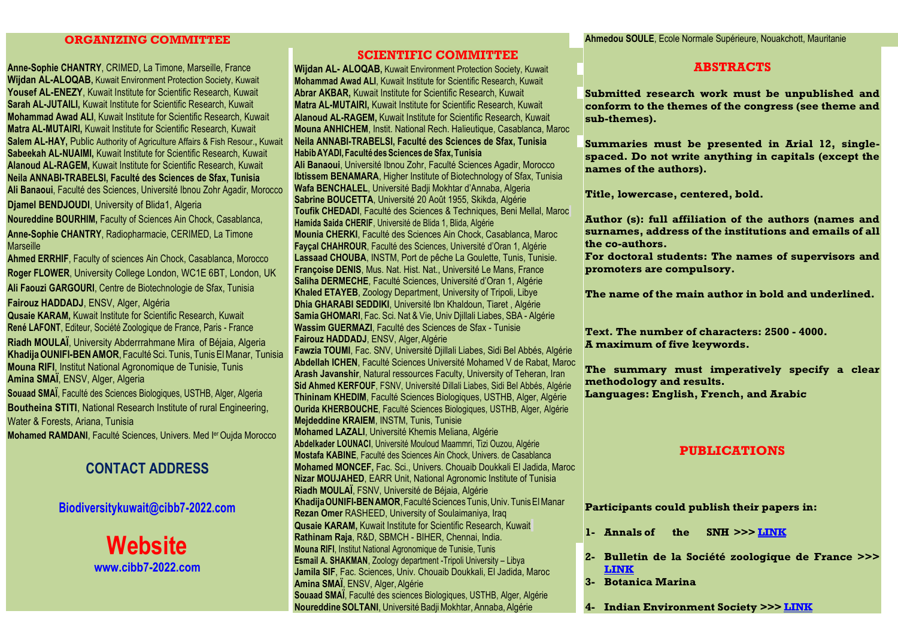## ORGANIZING COMMITTEE

**Anne-Sophie CHANTRY**, CRIMED, La Timone, Marseille, France
**Wijdan AL-ALOQAB,** Kuwait Environment Protection Society, Kuwait
**Yousef AL-ENEZY**, Kuwait Institute for Scientific Research, Kuwait
**Sarah AL-JUTAILI,** Kuwait Institute for Scientific Research, Kuwait
**Mohammad Awad ALI**, Kuwait Institute for Scientific Research, Kuwait
**Matra AL-MUTAIRI,** Kuwait Institute for Scientific Research, Kuwait
**Salem AL-HAY,** Public Authority of Agriculture Affairs & Fish Resour., Kuwait
**Sabeekah AL-NUAIMI,** Kuwait Institute for Scientific Research, Kuwait
**Alanoud AL-RAGEM,** Kuwait Institute for Scientific Research, Kuwait
**Neila ANNABI-TRABELSI, Faculté des Sciences de Sfax, Tunisia**
**Ali Banaoui**, Faculté des Sciences, Université Ibnou Zohr Agadir, Morocco
**Djamel BENDJOUDI**, University of Blida1, Algeria
**Noureddine BOURHIM,** Faculty of Sciences Ain Chock, Casablanca,
**Anne-Sophie CHANTRY**, Radiopharmacie, CERIMED, La Timone Marseille
**Ahmed ERRHIF**, Faculty of sciences Ain Chock, Casablanca, Morocco
**Roger FLOWER**, University College London, WC1E 6BT, London, UK
**Ali Faouzi GARGOURI**, Centre de Biotechnologie de Sfax, Tunisia
**Fairouz HADDADJ**, ENSV, Alger, Algéria
**Qusaie KARAM,** Kuwait Institute for Scientific Research, Kuwait
**René LAFONT**, Editeur, Société Zoologique de France, Paris - France
**Riadh MOULAÏ**, University Abderrrahmane Mira of Béjaia, Algeria
**Khadija OUNIFI-BEN AMOR**, Faculté Sci. Tunis, Tunis El Manar, Tunisia
**Mouna RIFI**, Institut National Agronomique de Tunisie, Tunis
**Amina SMAÏ**, ENSV, Alger, Algeria
**Souaad SMAÏ**, Faculté des Sciences Biologiques, USTHB, Alger, Algeria
**Boutheina STITI**, National Research Institute of rural Engineering, Water & Forests, Ariana, Tunisia
**Mohamed RAMDANI**, Faculté Sciences, Univers. Med Ier Oujda Morocco

## CONTACT ADDRESS

**Biodiversitykuwait@cibb7-2022.com**

## Website

**www.cibb7-2022.com**

## SCIENTIFIC COMMITTEE

**Wijdan AL- ALOQAB,** Kuwait Environment Protection Society, Kuwait
**Mohammad Awad ALI**, Kuwait Institute for Scientific Research, Kuwait
**Abrar AKBAR,** Kuwait Institute for Scientific Research, Kuwait
**Matra AL-MUTAIRI,** Kuwait Institute for Scientific Research, Kuwait
**Alanoud AL-RAGEM,** Kuwait Institute for Scientific Research, Kuwait
**Mouna ANHICHEM**, Instit. National Rech. Halieutique, Casablanca, Maroc
**Neila ANNABI-TRABELSI, Faculté des Sciences de Sfax, Tunisia**
**Habib AYADI, Faculté des Sciences de Sfax, Tunisia**
**Ali Banaoui**, Université Ibnou Zohr, Faculté Sciences Agadir, Morocco
**Ibtissem BENAMARA**, Higher Institute of Biotechnology of Sfax, Tunisia
**Wafa BENCHALEL**, Université Badji Mokhtar d'Annaba, Algeria
**Sabrine BOUCETTA**, Université 20 Août 1955, Skikda, Algérie
**Toufik CHEDADI**, Faculté des Sciences & Techniques, Beni Mellal, Maroc
**Hamida Saida CHERIF**, Université de Blida 1, Blida, Algérie
**Mounia CHERKI**, Faculté des Sciences Ain Chock, Casablanca, Maroc
**Fayçal CHAHROUR**, Faculté des Sciences, Université d'Oran 1, Algérie
**Lassaad CHOUBA**, INSTM, Port de pêche La Goulette, Tunis, Tunisie.
**Françoise DENIS**, Mus. Nat. Hist. Nat., Université Le Mans, France
**Saliha DERMECHE**, Faculté Sciences, Université d'Oran 1, Algérie
**Khaled ETAYEB**, Zoology Department, University of Tripoli, Libye
**Dhia GHARABI SEDDIKI**, Université Ibn Khaldoun, Tiaret , Algérie
**Samia GHOMARI**, Fac. Sci. Nat & Vie, Univ Djillali Liabes, SBA - Algérie
**Wassim GUERMAZI**, Faculté des Sciences de Sfax - Tunisie
**Fairouz HADDADJ**, ENSV, Alger, Algérie
**Fawzia TOUMI**, Fac. SNV, Université Djillali Liabes, Sidi Bel Abbès, Algérie
**Abdellah ICHEN**, Faculté Sciences Université Mohamed V de Rabat, Maroc
**Arash Javanshir**, Natural ressources Faculty, University of Teheran, Iran
**Sid Ahmed KERFOUF**, FSNV, Université Dillali Liabes, Sidi Bel Abbès, Algérie
**Thininam KHEDIM**, Faculté Sciences Biologiques, USTHB, Alger, Algérie
**Ourida KHERBOUCHE**, Faculté Sciences Biologiques, USTHB, Alger, Algérie
**Mejdeddine KRAIEM**, INSTM, Tunis, Tunisie
**Mohamed LAZALI**, Université Khemis Meliana, Algérie
**Abdelkader LOUNACI**, Université Mouloud Maammri, Tizi Ouzou, Algérie
**Mostafa KABINE**, Faculté des Sciences Ain Chock, Univers. de Casablanca
**Mohamed MONCEF,** Fac. Sci., Univers. Chouaib Doukkali El Jadida, Maroc
**Nizar MOUJAHED**, EARR Unit, National Agronomic Institute of Tunisia
**Riadh MOULAÏ**, FSNV, Université de Béjaia, Algérie
**Khadija OUNIFI-BEN AMOR**, Faculté Sciences Tunis, Univ. Tunis El Manar
**Rezan Omer** RASHEED, University of Soulaimaniya, Iraq
**Qusaie KARAM,** Kuwait Institute for Scientific Research, Kuwait
**Rathinam Raja**, R&D, SBMCH - BIHER, Chennai, India.
**Mouna RIFI**, Institut National Agronomique de Tunisie, Tunis
**Esmail A. SHAKMAN**, Zoology department -Tripoli University – Libya
**Jamila SIF**, Fac. Sciences, Univ. Chouaib Doukkali, El Jadida, Maroc
**Amina SMAÏ**, ENSV, Alger, Algérie
**Souaad SMAÏ**, Faculté des sciences Biologiques, USTHB, Alger, Algérie
**Noureddine SOLTANI**, Université Badji Mokhtar, Annaba, Algérie
**Ahmedou SOULE**, Ecole Normale Supérieure, Nouakchott, Mauritanie

## ABSTRACTS

**Submitted research work must be unpublished and conform to the themes of the congress (see theme and sub-themes).**

**Summaries must be presented in Arial 12, single-spaced. Do not write anything in capitals (except the names of the authors).**

**Title, lowercase, centered, bold.**

**Author (s): full affiliation of the authors (names and surnames, address of the institutions and emails of all the co-authors.**
**For doctoral students: The names of supervisors and promoters are compulsory.**

**The name of the main author in bold and underlined.**

**Text. The number of characters: 2500 - 4000.**
**A maximum of five keywords.**

**The summary must imperatively specify a clear methodology and results.**
**Languages: English, French, and Arabic**

## PUBLICATIONS

**Participants could publish their papers in:**

1. **Annals of the SNH >>> LINK**
2. **Bulletin de la Société zoologique de France >>> LINK**
3. **Botanica Marina**
4. **Indian Environment Society >>> LINK**